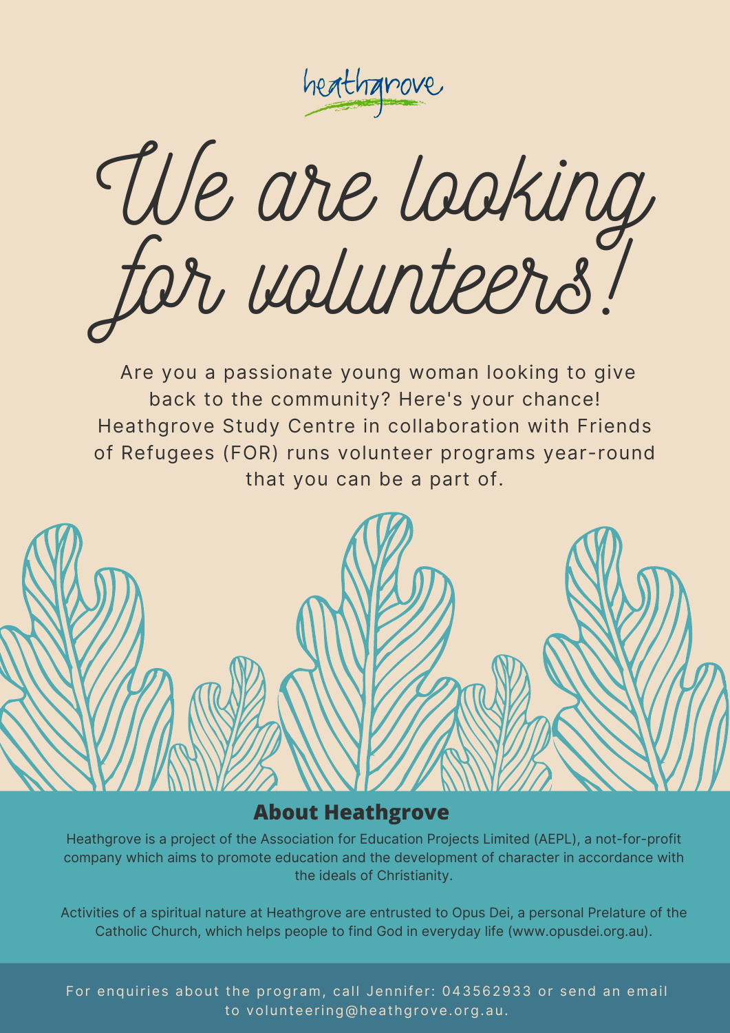heathgrove

# We are looking for volunteers!

Are you a passionate young woman looking to give back to the community? Here's your chance! Heathgrove Study Centre in collaboration with Friends of Refugees (FOR) runs volunteer programs year-round that you can be a part of.

## About Heathgrove

Heathgrove is a project of the Association for Education Projects Limited (AEPL), a not-for-profit company which aims to promote education and the development of character in accordance with the ideals of Christianity.

Activities of a spiritual nature at Heathgrove are entrusted to Opus Dei, a personal Prelature of the Catholic Church, which helps people to find God in everyday life (www.opusdei.org.au).

For enquiries about the program, call Jennifer: 043562933 or send an email to volunteering@heathgrove.org.au.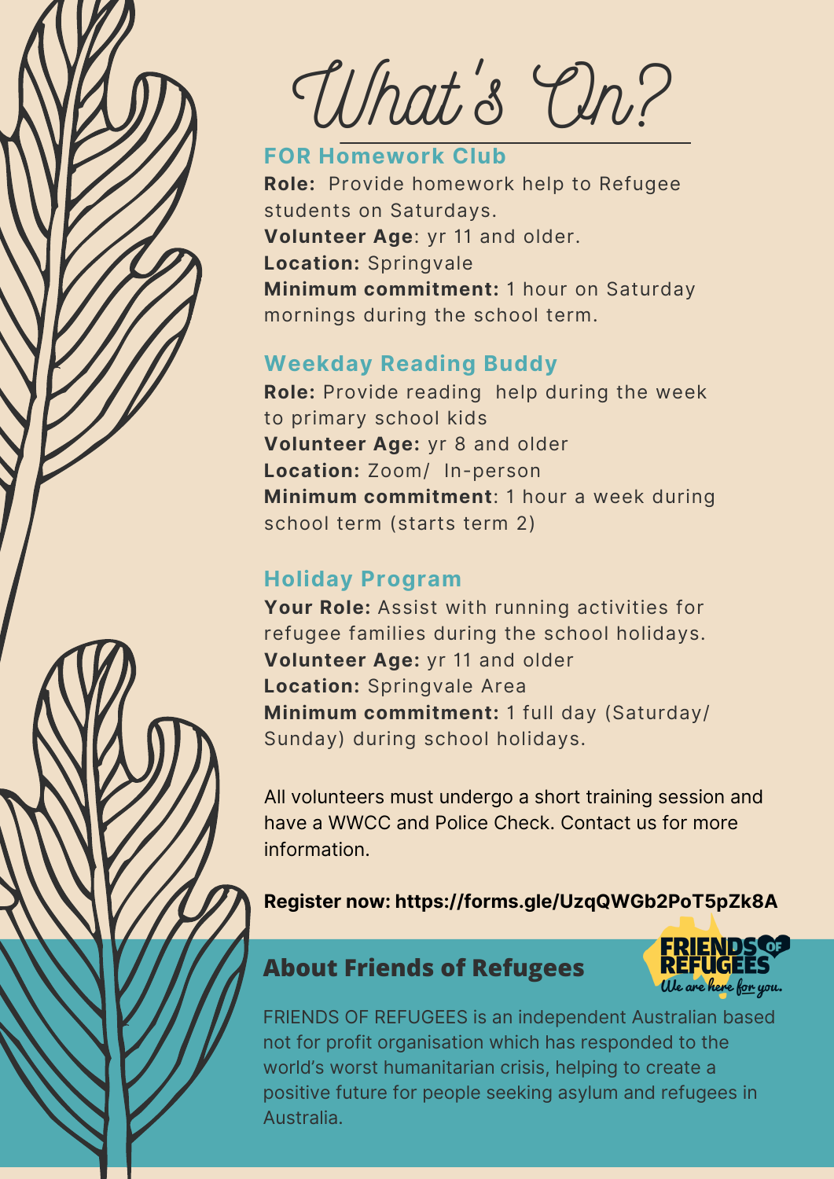# What's On?

## FOR Homework Club

**Role:** Provide homework help to Refugee students on Saturdays.
**Volunteer Age**: yr 11 and older.
**Location:** Springvale
**Minimum commitment:** 1 hour on Saturday mornings during the school term.

## Weekday Reading Buddy

**Role:** Provide reading help during the week to primary school kids
**Volunteer Age:** yr 8 and older
**Location:** Zoom/ In-person
**Minimum commitment**: 1 hour a week during school term (starts term 2)

## Holiday Program

**Your Role:** Assist with running activities for refugee families during the school holidays.
**Volunteer Age:** yr 11 and older
**Location:** Springvale Area
**Minimum commitment:** 1 full day (Saturday/ Sunday) during school holidays.

All volunteers must undergo a short training session and have a WWCC and Police Check. Contact us for more information.

**Register now: https://forms.gle/UzqQWGb2PoT5pZk8A**

## About Friends of Refugees

FRIENDS OF REFUGEES
*We are here for you.*

FRIENDS OF REFUGEES is an independent Australian based not for profit organisation which has responded to the world's worst humanitarian crisis, helping to create a positive future for people seeking asylum and refugees in Australia.